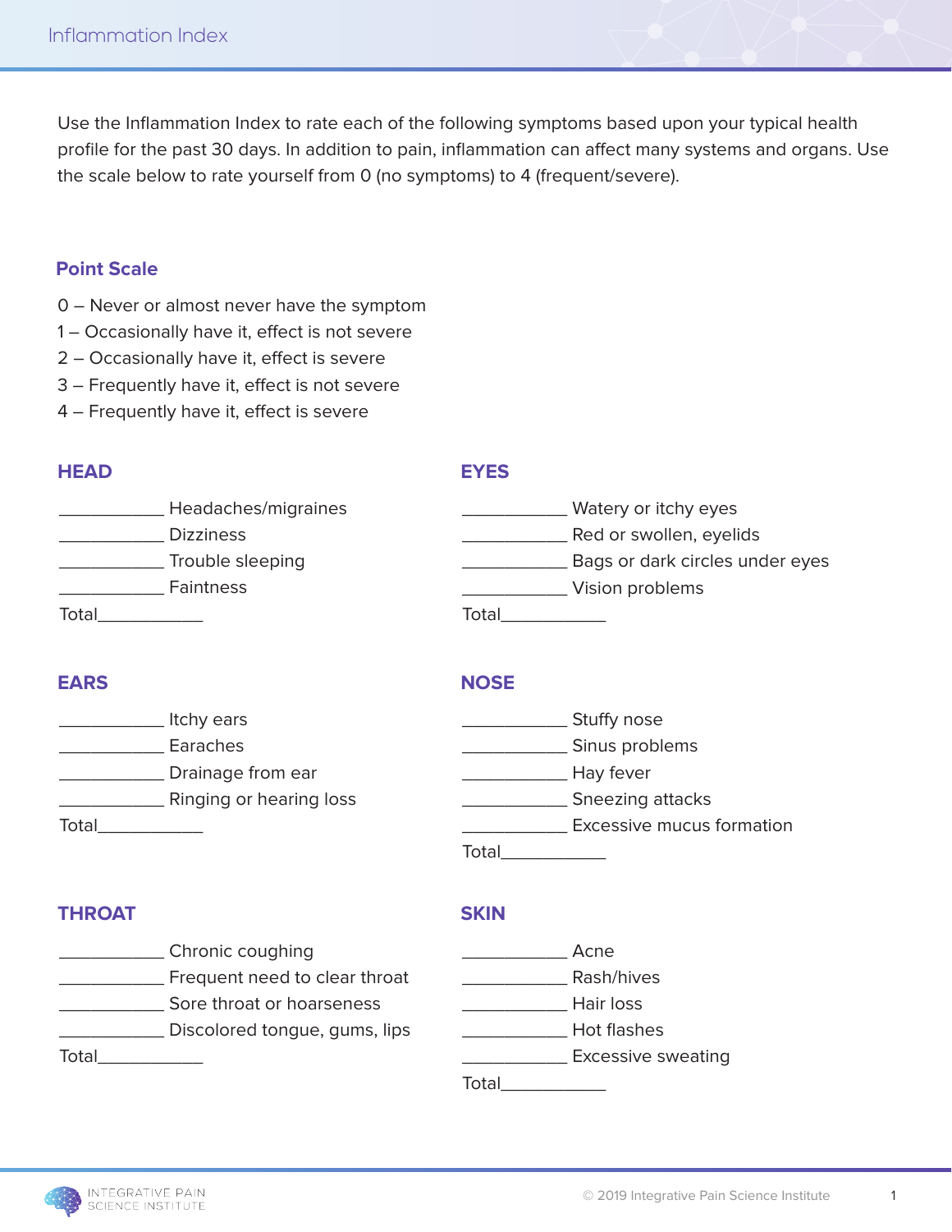# Inflammation Index

Use the Inflammation Index to rate each of the following symptoms based upon your typical health profile for the past 30 days. In addition to pain, inflammation can affect many systems and organs. Use the scale below to rate yourself from 0 (no symptoms) to 4 (frequent/severe).

## Point Scale

0 – Never or almost never have the symptom
1 – Occasionally have it, effect is not severe
2 – Occasionally have it, effect is severe
3 – Frequently have it, effect is not severe
4 – Frequently have it, effect is severe

## HEAD

___________ Headaches/migraines
___________ Dizziness
___________ Trouble sleeping
___________ Faintness
Total___________

## EYES

___________ Watery or itchy eyes
___________ Red or swollen, eyelids
___________ Bags or dark circles under eyes
___________ Vision problems
Total___________

## EARS

___________ Itchy ears
___________ Earaches
___________ Drainage from ear
___________ Ringing or hearing loss
Total___________

## NOSE

___________ Stuffy nose
___________ Sinus problems
___________ Hay fever
___________ Sneezing attacks
___________ Excessive mucus formation
Total___________

## THROAT

___________ Chronic coughing
___________ Frequent need to clear throat
___________ Sore throat or hoarseness
___________ Discolored tongue, gums, lips
Total___________

## SKIN

___________ Acne
___________ Rash/hives
___________ Hair loss
___________ Hot flashes
___________ Excessive sweating
Total___________

© 2019 Integrative Pain Science Institute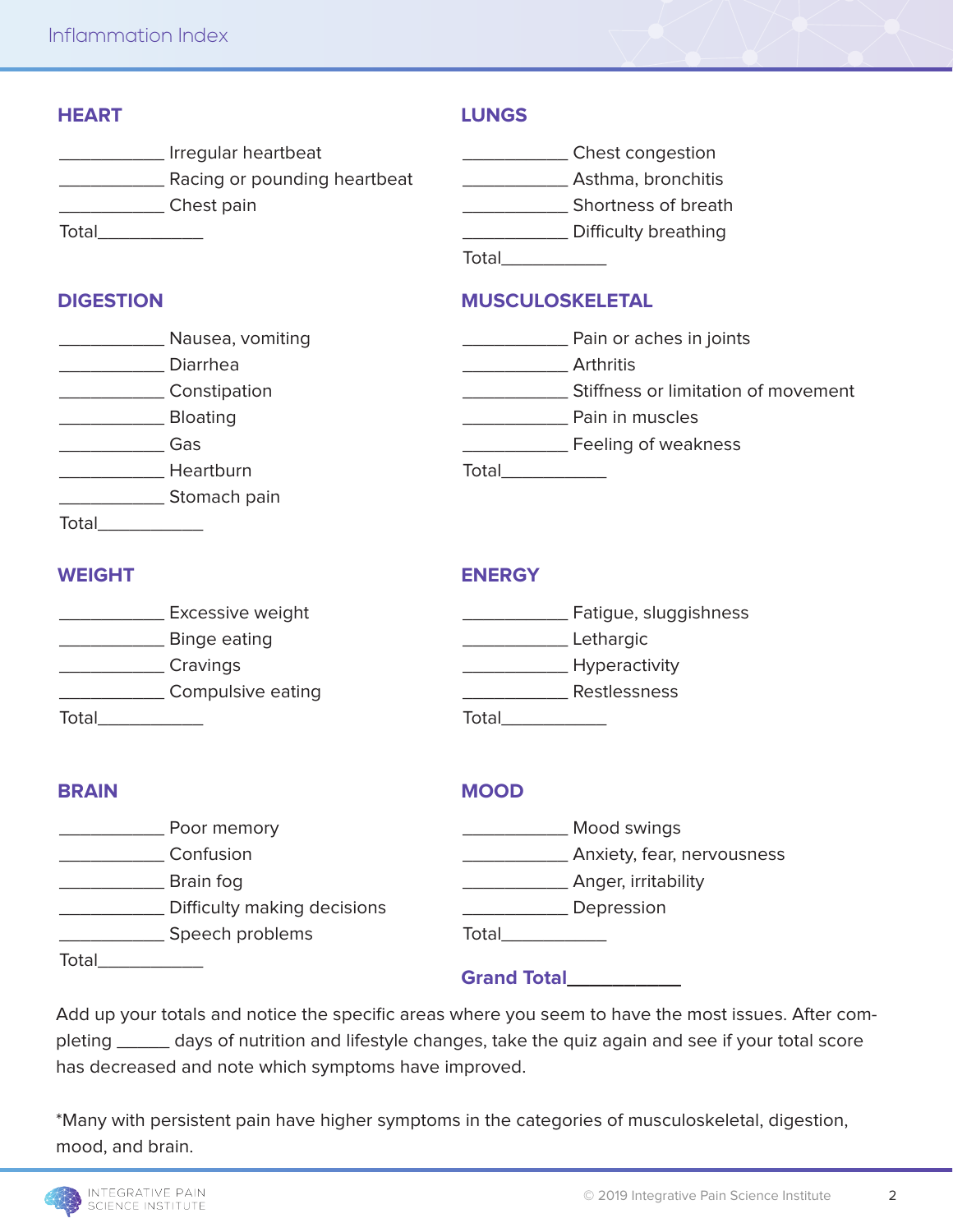## HEART

___________ Irregular heartbeat
___________ Racing or pounding heartbeat
___________ Chest pain
Total___________

## LUNGS

___________ Chest congestion
___________ Asthma, bronchitis
___________ Shortness of breath
___________ Difficulty breathing
Total___________

## DIGESTION

___________ Nausea, vomiting
___________ Diarrhea
___________ Constipation
___________ Bloating
___________ Gas
___________ Heartburn
___________ Stomach pain
Total___________

## MUSCULOSKELETAL

___________ Pain or aches in joints
___________ Arthritis
___________ Stiffness or limitation of movement
___________ Pain in muscles
___________ Feeling of weakness
Total___________

## WEIGHT

___________ Excessive weight
___________ Binge eating
___________ Cravings
___________ Compulsive eating
Total___________

## ENERGY

___________ Fatigue, sluggishness
___________ Lethargic
___________ Hyperactivity
___________ Restlessness
Total___________

## BRAIN

___________ Poor memory
___________ Confusion
___________ Brain fog
___________ Difficulty making decisions
___________ Speech problems
Total___________

## MOOD

___________ Mood swings
___________ Anxiety, fear, nervousness
___________ Anger, irritability
___________ Depression
Total___________

**Grand Total**___________

Add up your totals and notice the specific areas where you seem to have the most issues. After completing ______ days of nutrition and lifestyle changes, take the quiz again and see if your total score has decreased and note which symptoms have improved.

*Many with persistent pain have higher symptoms in the categories of musculoskeletal, digestion, mood, and brain.